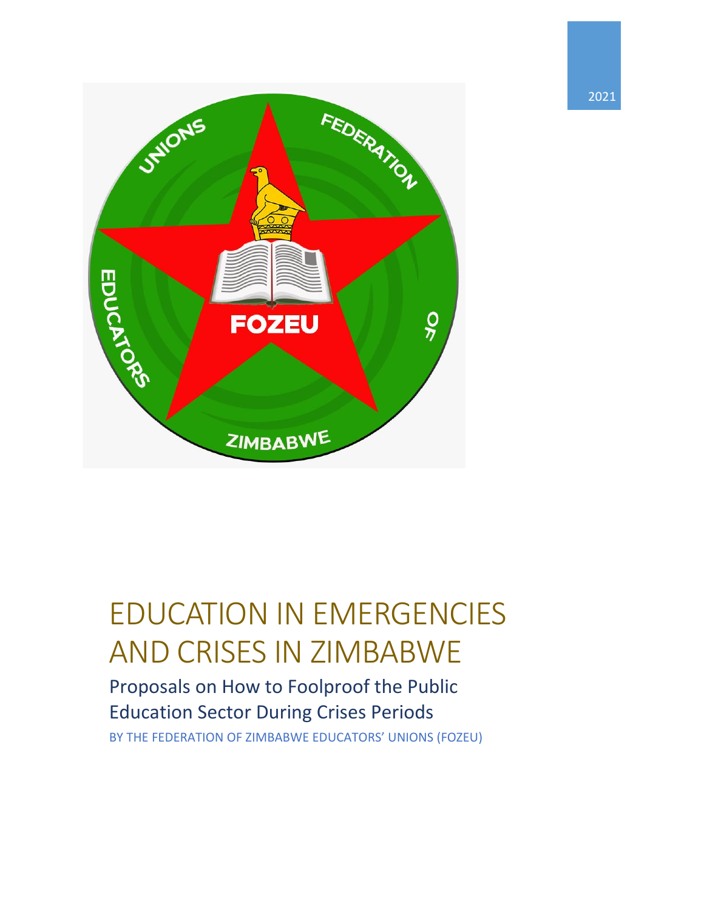2021

# EDUCATION IN EMERGENCIES AND CRISES IN ZIMBABWE

## Proposals on How to Foolproof the Public Education Sector During Crises Periods

BY THE FEDERATION OF ZIMBABWE EDUCATORS' UNIONS (FOZEU)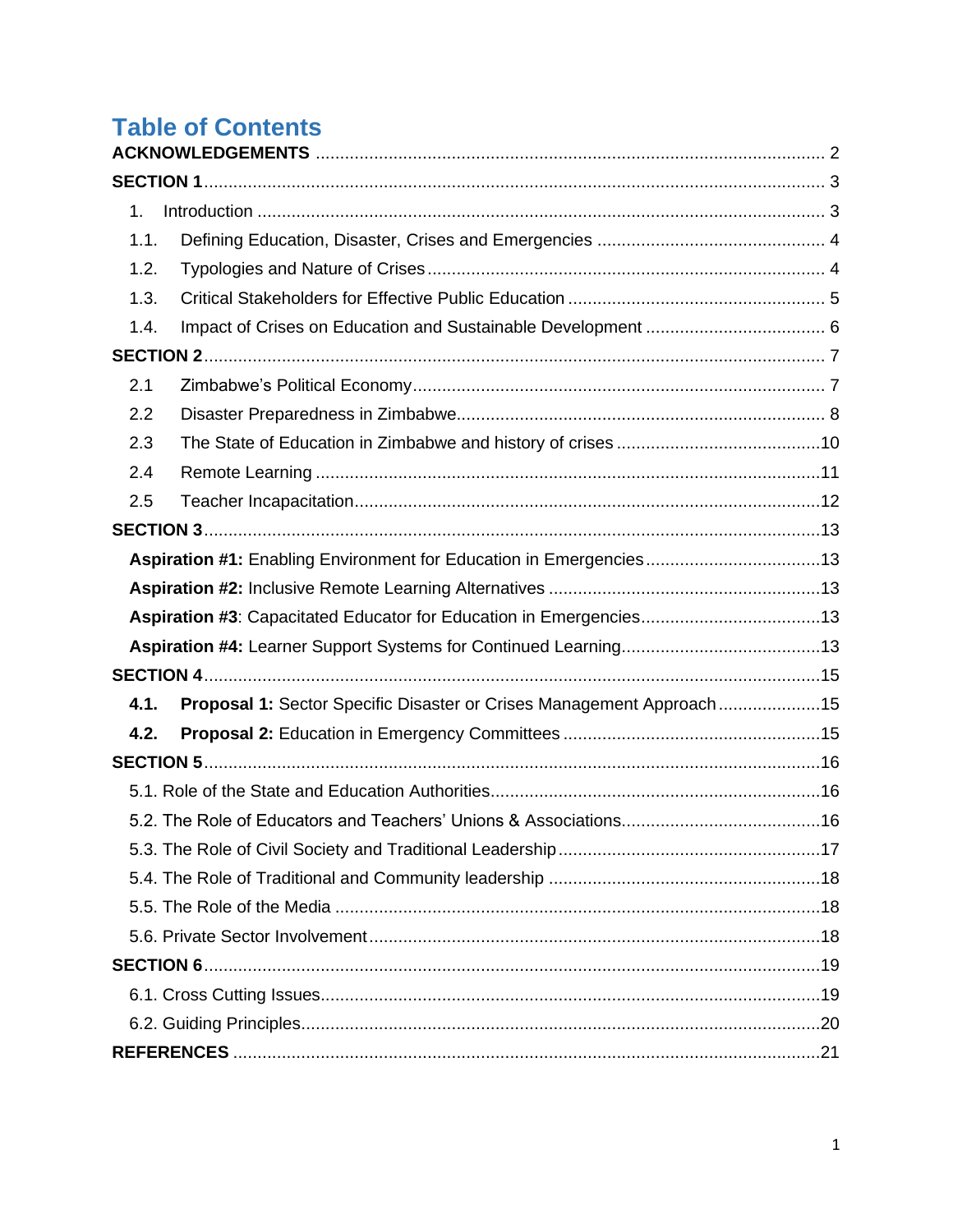# Table of Contents

**ACKNOWLEDGEMENTS** ........ 2

**SECTION 1** ........ 3

- 1. Introduction ........ 3
- 1.1. Defining Education, Disaster, Crises and Emergencies ........ 4
- 1.2. Typologies and Nature of Crises ........ 4
- 1.3. Critical Stakeholders for Effective Public Education ........ 5
- 1.4. Impact of Crises on Education and Sustainable Development ........ 6

**SECTION 2** ........ 7

- 2.1 Zimbabwe's Political Economy ........ 7
- 2.2 Disaster Preparedness in Zimbabwe ........ 8
- 2.3 The State of Education in Zimbabwe and history of crises ........ 10
- 2.4 Remote Learning ........ 11
- 2.5 Teacher Incapacitation ........ 12

**SECTION 3** ........ 13

- **Aspiration #1:** Enabling Environment for Education in Emergencies ........ 13
- **Aspiration #2:** Inclusive Remote Learning Alternatives ........ 13
- **Aspiration #3**: Capacitated Educator for Education in Emergencies ........ 13
- **Aspiration #4:** Learner Support Systems for Continued Learning ........ 13

**SECTION 4** ........ 15

- **4.1. Proposal 1:** Sector Specific Disaster or Crises Management Approach ........ 15
- **4.2. Proposal 2:** Education in Emergency Committees ........ 15

**SECTION 5** ........ 16

- 5.1. Role of the State and Education Authorities ........ 16
- 5.2. The Role of Educators and Teachers' Unions & Associations ........ 16
- 5.3. The Role of Civil Society and Traditional Leadership ........ 17
- 5.4. The Role of Traditional and Community leadership ........ 18
- 5.5. The Role of the Media ........ 18
- 5.6. Private Sector Involvement ........ 18

**SECTION 6** ........ 19

- 6.1. Cross Cutting Issues ........ 19
- 6.2. Guiding Principles ........ 20

**REFERENCES** ........ 21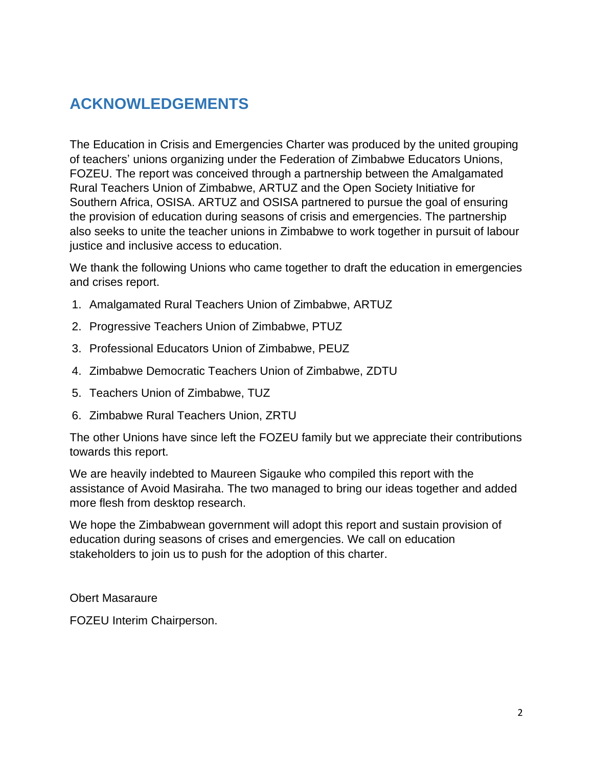## ACKNOWLEDGEMENTS

The Education in Crisis and Emergencies Charter was produced by the united grouping of teachers' unions organizing under the Federation of Zimbabwe Educators Unions, FOZEU. The report was conceived through a partnership between the Amalgamated Rural Teachers Union of Zimbabwe, ARTUZ and the Open Society Initiative for Southern Africa, OSISA. ARTUZ and OSISA partnered to pursue the goal of ensuring the provision of education during seasons of crisis and emergencies. The partnership also seeks to unite the teacher unions in Zimbabwe to work together in pursuit of labour justice and inclusive access to education.

We thank the following Unions who came together to draft the education in emergencies and crises report.

1. Amalgamated Rural Teachers Union of Zimbabwe, ARTUZ
2. Progressive Teachers Union of Zimbabwe, PTUZ
3. Professional Educators Union of Zimbabwe, PEUZ
4. Zimbabwe Democratic Teachers Union of Zimbabwe, ZDTU
5. Teachers Union of Zimbabwe, TUZ
6. Zimbabwe Rural Teachers Union, ZRTU

The other Unions have since left the FOZEU family but we appreciate their contributions towards this report.

We are heavily indebted to Maureen Sigauke who compiled this report with the assistance of Avoid Masiraha. The two managed to bring our ideas together and added more flesh from desktop research.

We hope the Zimbabwean government will adopt this report and sustain provision of education during seasons of crises and emergencies. We call on education stakeholders to join us to push for the adoption of this charter.

Obert Masaraure

FOZEU Interim Chairperson.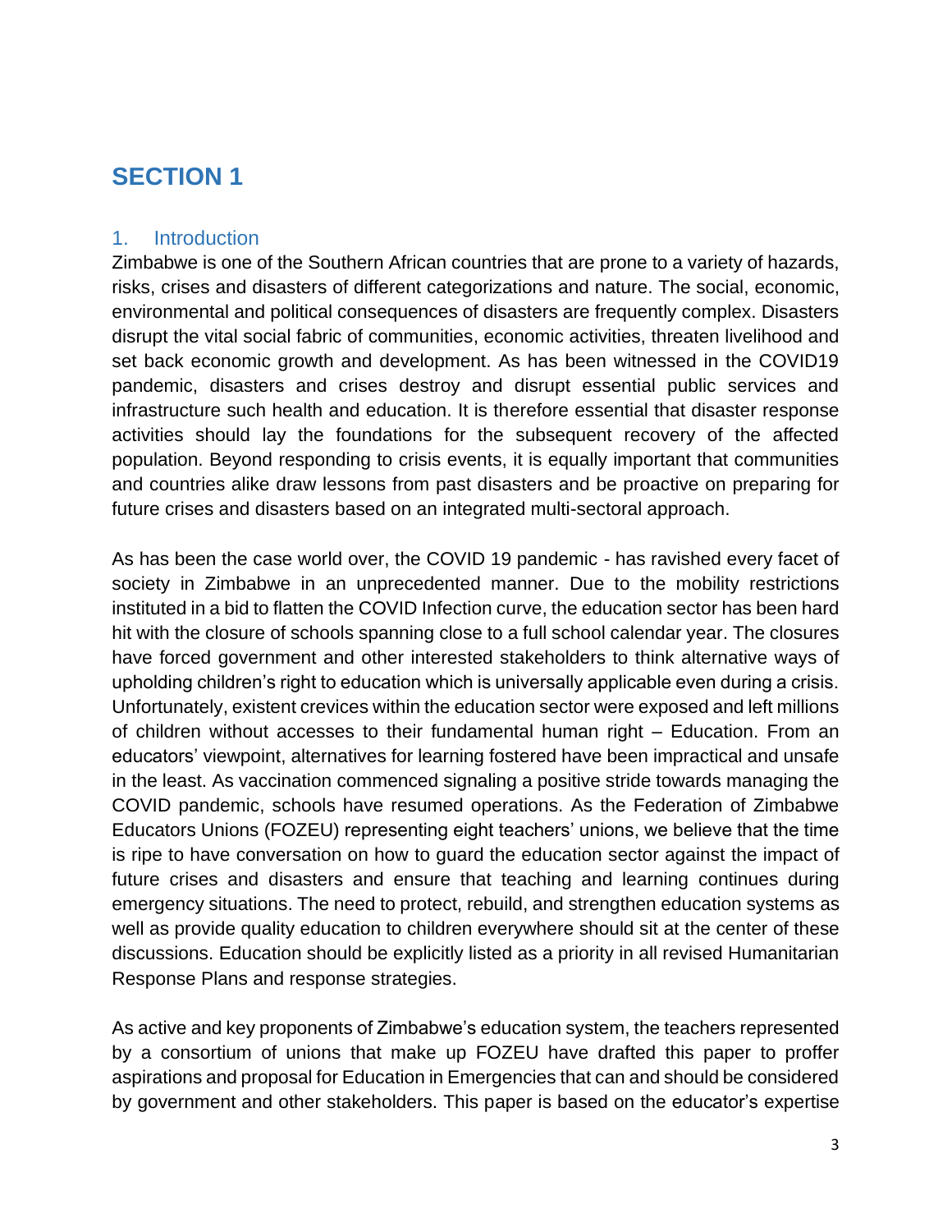# SECTION 1

## 1. Introduction

Zimbabwe is one of the Southern African countries that are prone to a variety of hazards, risks, crises and disasters of different categorizations and nature. The social, economic, environmental and political consequences of disasters are frequently complex. Disasters disrupt the vital social fabric of communities, economic activities, threaten livelihood and set back economic growth and development. As has been witnessed in the COVID19 pandemic, disasters and crises destroy and disrupt essential public services and infrastructure such health and education. It is therefore essential that disaster response activities should lay the foundations for the subsequent recovery of the affected population. Beyond responding to crisis events, it is equally important that communities and countries alike draw lessons from past disasters and be proactive on preparing for future crises and disasters based on an integrated multi-sectoral approach.

As has been the case world over, the COVID 19 pandemic - has ravished every facet of society in Zimbabwe in an unprecedented manner. Due to the mobility restrictions instituted in a bid to flatten the COVID Infection curve, the education sector has been hard hit with the closure of schools spanning close to a full school calendar year. The closures have forced government and other interested stakeholders to think alternative ways of upholding children's right to education which is universally applicable even during a crisis. Unfortunately, existent crevices within the education sector were exposed and left millions of children without accesses to their fundamental human right – Education. From an educators' viewpoint, alternatives for learning fostered have been impractical and unsafe in the least. As vaccination commenced signaling a positive stride towards managing the COVID pandemic, schools have resumed operations. As the Federation of Zimbabwe Educators Unions (FOZEU) representing eight teachers' unions, we believe that the time is ripe to have conversation on how to guard the education sector against the impact of future crises and disasters and ensure that teaching and learning continues during emergency situations. The need to protect, rebuild, and strengthen education systems as well as provide quality education to children everywhere should sit at the center of these discussions. Education should be explicitly listed as a priority in all revised Humanitarian Response Plans and response strategies.

As active and key proponents of Zimbabwe's education system, the teachers represented by a consortium of unions that make up FOZEU have drafted this paper to proffer aspirations and proposal for Education in Emergencies that can and should be considered by government and other stakeholders. This paper is based on the educator's expertise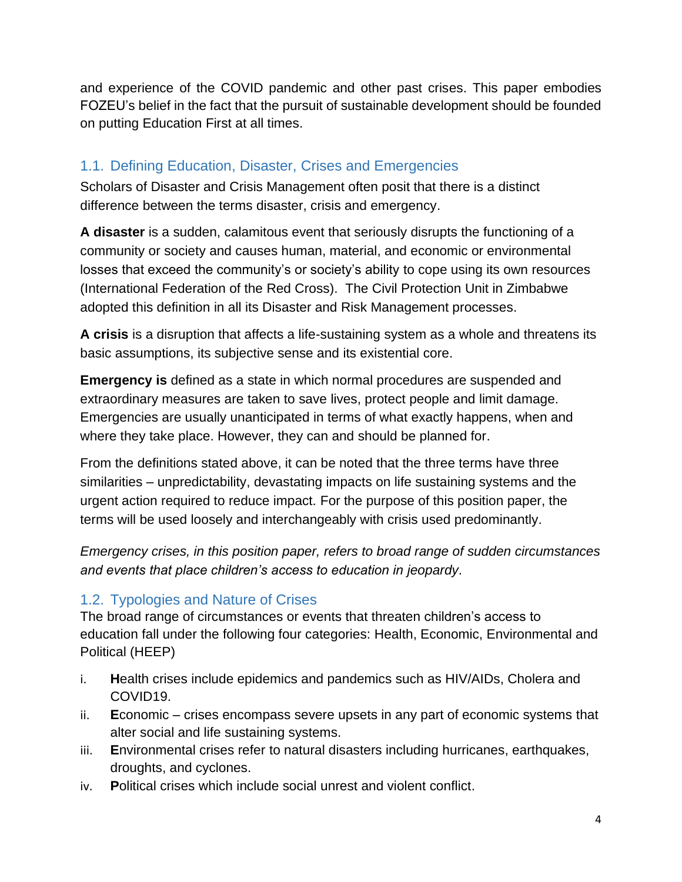and experience of the COVID pandemic and other past crises. This paper embodies FOZEU's belief in the fact that the pursuit of sustainable development should be founded on putting Education First at all times.

## 1.1. Defining Education, Disaster, Crises and Emergencies

Scholars of Disaster and Crisis Management often posit that there is a distinct difference between the terms disaster, crisis and emergency.

**A disaster** is a sudden, calamitous event that seriously disrupts the functioning of a community or society and causes human, material, and economic or environmental losses that exceed the community's or society's ability to cope using its own resources (International Federation of the Red Cross). The Civil Protection Unit in Zimbabwe adopted this definition in all its Disaster and Risk Management processes.

**A crisis** is a disruption that affects a life-sustaining system as a whole and threatens its basic assumptions, its subjective sense and its existential core.

**Emergency is** defined as a state in which normal procedures are suspended and extraordinary measures are taken to save lives, protect people and limit damage. Emergencies are usually unanticipated in terms of what exactly happens, when and where they take place. However, they can and should be planned for.

From the definitions stated above, it can be noted that the three terms have three similarities – unpredictability, devastating impacts on life sustaining systems and the urgent action required to reduce impact. For the purpose of this position paper, the terms will be used loosely and interchangeably with crisis used predominantly.

*Emergency crises, in this position paper, refers to broad range of sudden circumstances and events that place children's access to education in jeopardy*.

## 1.2. Typologies and Nature of Crises

The broad range of circumstances or events that threaten children's access to education fall under the following four categories: Health, Economic, Environmental and Political (HEEP)

i. **H**ealth crises include epidemics and pandemics such as HIV/AIDs, Cholera and COVID19.
ii. **E**conomic – crises encompass severe upsets in any part of economic systems that alter social and life sustaining systems.
iii. **E**nvironmental crises refer to natural disasters including hurricanes, earthquakes, droughts, and cyclones.
iv. **P**olitical crises which include social unrest and violent conflict.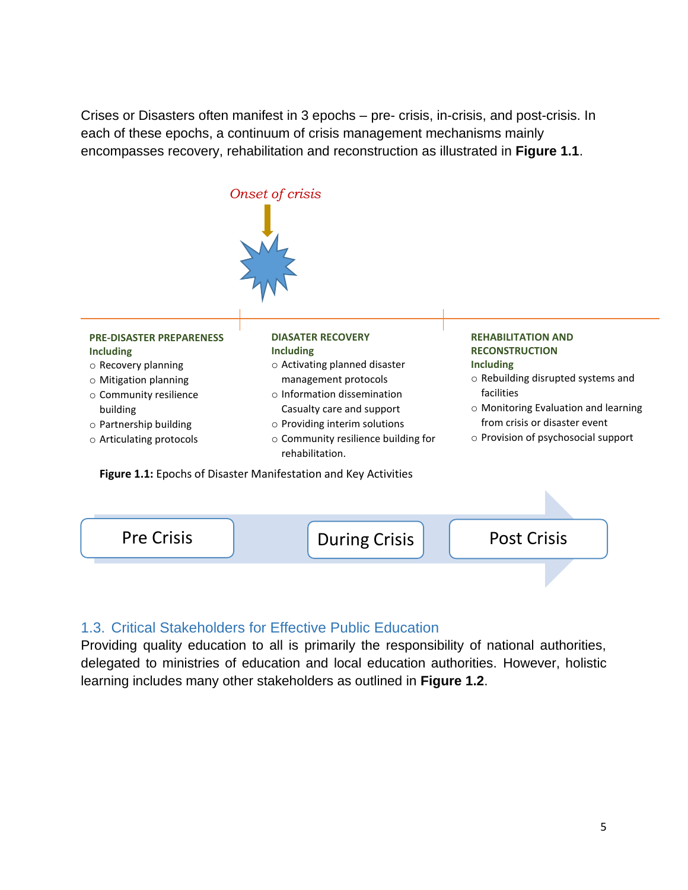Crises or Disasters often manifest in 3 epochs – pre- crisis, in-crisis, and post-crisis. In each of these epochs, a continuum of crisis management mechanisms mainly encompasses recovery, rehabilitation and reconstruction as illustrated in **Figure 1.1**.

*Onset of crisis*

**PRE-DISASTER PREPAREDNESS**
**Including**
- Recovery planning
- Mitigation planning
- Community resilience building
- Partnership building
- Articulating protocols

**DIASATER RECOVERY**
**Including**
- Activating planned disaster management protocols
- Information dissemination Casualty care and support
- Providing interim solutions
- Community resilience building for rehabilitation.

**REHABILITATION AND RECONSTRUCTION**
**Including**
- Rebuilding disrupted systems and facilities
- Monitoring Evaluation and learning from crisis or disaster event
- Provision of psychosocial support

**Figure 1.1:** Epochs of Disaster Manifestation and Key Activities

Pre Crisis → During Crisis → Post Crisis

## 1.3. Critical Stakeholders for Effective Public Education

Providing quality education to all is primarily the responsibility of national authorities, delegated to ministries of education and local education authorities. However, holistic learning includes many other stakeholders as outlined in **Figure 1.2**.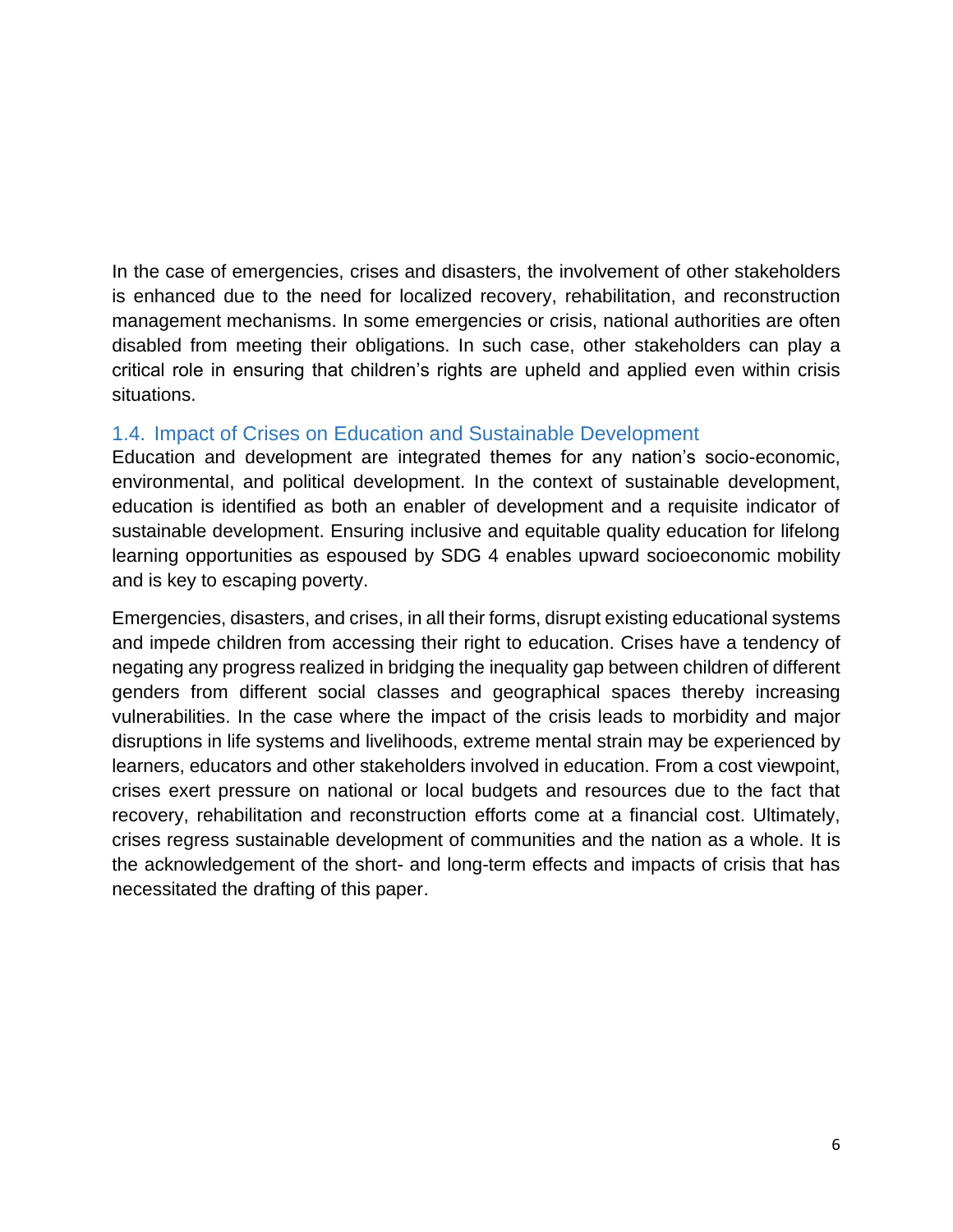In the case of emergencies, crises and disasters, the involvement of other stakeholders is enhanced due to the need for localized recovery, rehabilitation, and reconstruction management mechanisms. In some emergencies or crisis, national authorities are often disabled from meeting their obligations. In such case, other stakeholders can play a critical role in ensuring that children's rights are upheld and applied even within crisis situations.

### 1.4. Impact of Crises on Education and Sustainable Development

Education and development are integrated themes for any nation's socio-economic, environmental, and political development. In the context of sustainable development, education is identified as both an enabler of development and a requisite indicator of sustainable development. Ensuring inclusive and equitable quality education for lifelong learning opportunities as espoused by SDG 4 enables upward socioeconomic mobility and is key to escaping poverty.

Emergencies, disasters, and crises, in all their forms, disrupt existing educational systems and impede children from accessing their right to education. Crises have a tendency of negating any progress realized in bridging the inequality gap between children of different genders from different social classes and geographical spaces thereby increasing vulnerabilities. In the case where the impact of the crisis leads to morbidity and major disruptions in life systems and livelihoods, extreme mental strain may be experienced by learners, educators and other stakeholders involved in education. From a cost viewpoint, crises exert pressure on national or local budgets and resources due to the fact that recovery, rehabilitation and reconstruction efforts come at a financial cost. Ultimately, crises regress sustainable development of communities and the nation as a whole. It is the acknowledgement of the short- and long-term effects and impacts of crisis that has necessitated the drafting of this paper.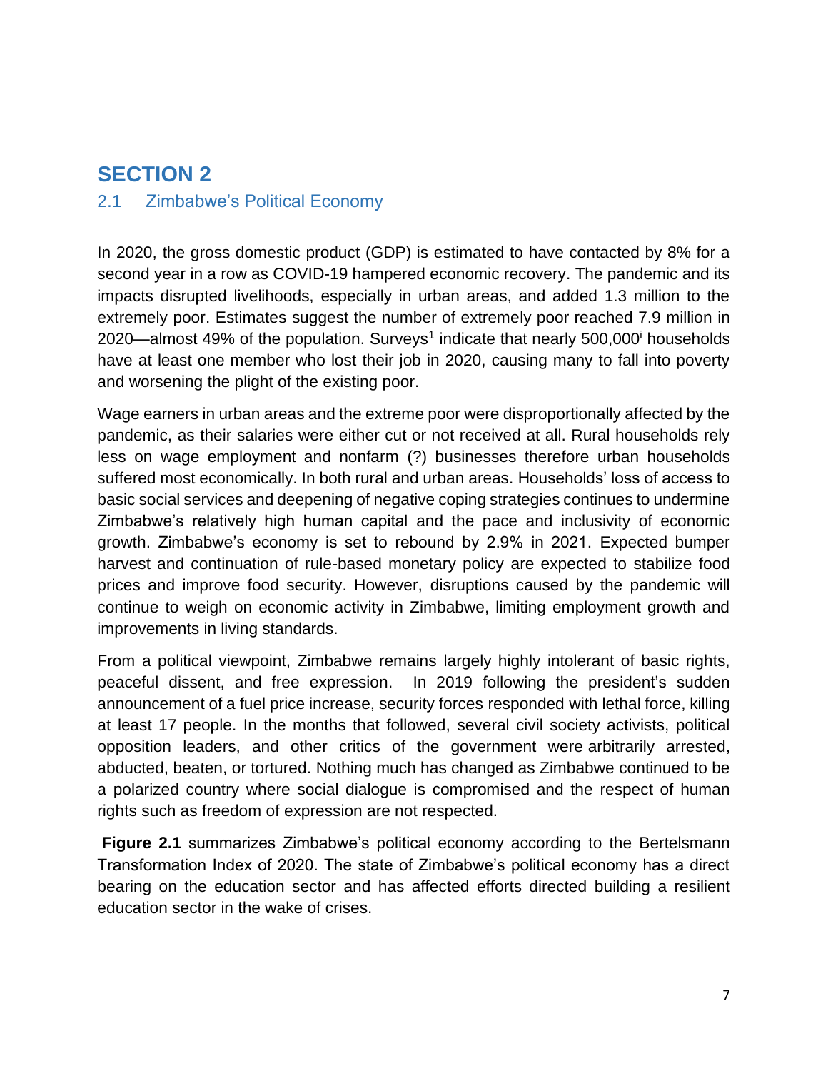# SECTION 2

## 2.1 Zimbabwe's Political Economy

In 2020, the gross domestic product (GDP) is estimated to have contacted by 8% for a second year in a row as COVID-19 hampered economic recovery. The pandemic and its impacts disrupted livelihoods, especially in urban areas, and added 1.3 million to the extremely poor. Estimates suggest the number of extremely poor reached 7.9 million in 2020—almost 49% of the population. Surveys[1] indicate that nearly 500,000[i] households have at least one member who lost their job in 2020, causing many to fall into poverty and worsening the plight of the existing poor.

Wage earners in urban areas and the extreme poor were disproportionally affected by the pandemic, as their salaries were either cut or not received at all. Rural households rely less on wage employment and nonfarm (?) businesses therefore urban households suffered most economically. In both rural and urban areas. Households' loss of access to basic social services and deepening of negative coping strategies continues to undermine Zimbabwe's relatively high human capital and the pace and inclusivity of economic growth. Zimbabwe's economy is set to rebound by 2.9% in 2021. Expected bumper harvest and continuation of rule-based monetary policy are expected to stabilize food prices and improve food security. However, disruptions caused by the pandemic will continue to weigh on economic activity in Zimbabwe, limiting employment growth and improvements in living standards.

From a political viewpoint, Zimbabwe remains largely highly intolerant of basic rights, peaceful dissent, and free expression. In 2019 following the president's sudden announcement of a fuel price increase, security forces responded with lethal force, killing at least 17 people. In the months that followed, several civil society activists, political opposition leaders, and other critics of the government were arbitrarily arrested, abducted, beaten, or tortured. Nothing much has changed as Zimbabwe continued to be a polarized country where social dialogue is compromised and the respect of human rights such as freedom of expression are not respected.

**Figure 2.1** summarizes Zimbabwe's political economy according to the Bertelsmann Transformation Index of 2020. The state of Zimbabwe's political economy has a direct bearing on the education sector and has affected efforts directed building a resilient education sector in the wake of crises.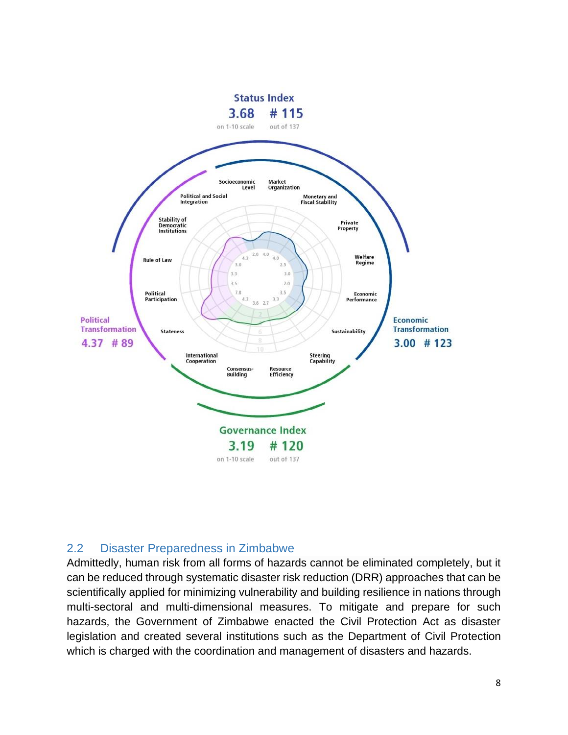## 2.2 Disaster Preparedness in Zimbabwe

Admittedly, human risk from all forms of hazards cannot be eliminated completely, but it can be reduced through systematic disaster risk reduction (DRR) approaches that can be scientifically applied for minimizing vulnerability and building resilience in nations through multi-sectoral and multi-dimensional measures. To mitigate and prepare for such hazards, the Government of Zimbabwe enacted the Civil Protection Act as disaster legislation and created several institutions such as the Department of Civil Protection which is charged with the coordination and management of disasters and hazards.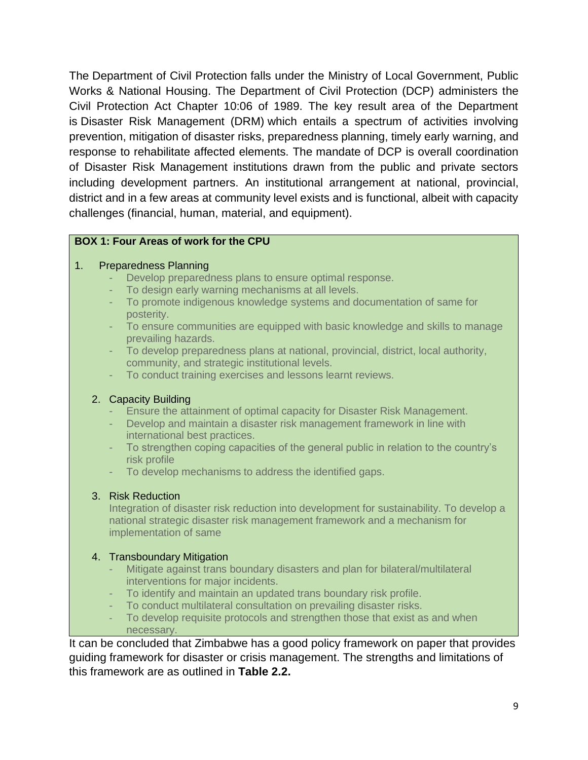The Department of Civil Protection falls under the Ministry of Local Government, Public Works & National Housing. The Department of Civil Protection (DCP) administers the Civil Protection Act Chapter 10:06 of 1989. The key result area of the Department is Disaster Risk Management (DRM) which entails a spectrum of activities involving prevention, mitigation of disaster risks, preparedness planning, timely early warning, and response to rehabilitate affected elements. The mandate of DCP is overall coordination of Disaster Risk Management institutions drawn from the public and private sectors including development partners. An institutional arrangement at national, provincial, district and in a few areas at community level exists and is functional, albeit with capacity challenges (financial, human, material, and equipment).

**BOX 1: Four Areas of work for the CPU**

1. Preparedness Planning
   - Develop preparedness plans to ensure optimal response.
   - To design early warning mechanisms at all levels.
   - To promote indigenous knowledge systems and documentation of same for posterity.
   - To ensure communities are equipped with basic knowledge and skills to manage prevailing hazards.
   - To develop preparedness plans at national, provincial, district, local authority, community, and strategic institutional levels.
   - To conduct training exercises and lessons learnt reviews.

2. Capacity Building
   - Ensure the attainment of optimal capacity for Disaster Risk Management.
   - Develop and maintain a disaster risk management framework in line with international best practices.
   - To strengthen coping capacities of the general public in relation to the country's risk profile
   - To develop mechanisms to address the identified gaps.

3. Risk Reduction

   Integration of disaster risk reduction into development for sustainability. To develop a national strategic disaster risk management framework and a mechanism for implementation of same

4. Transboundary Mitigation
   - Mitigate against trans boundary disasters and plan for bilateral/multilateral interventions for major incidents.
   - To identify and maintain an updated trans boundary risk profile.
   - To conduct multilateral consultation on prevailing disaster risks.
   - To develop requisite protocols and strengthen those that exist as and when necessary.

It can be concluded that Zimbabwe has a good policy framework on paper that provides guiding framework for disaster or crisis management. The strengths and limitations of this framework are as outlined in **Table 2.2.**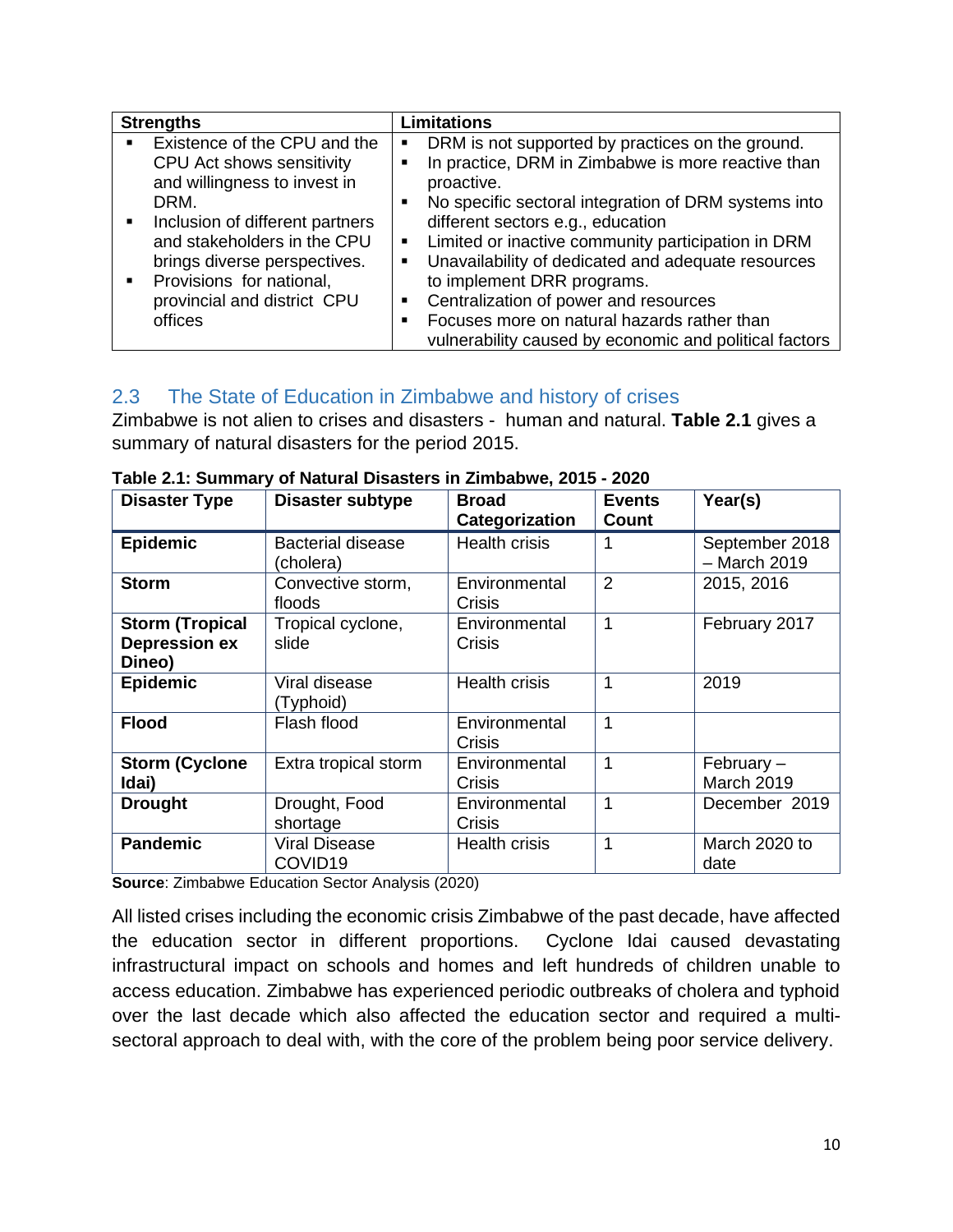| Strengths | Limitations |
|---|---|
| ▪ Existence of the CPU and the CPU Act shows sensitivity and willingness to invest in DRM.<br>▪ Inclusion of different partners and stakeholders in the CPU brings diverse perspectives.<br>▪ Provisions for national, provincial and district CPU offices | ▪ DRM is not supported by practices on the ground.<br>▪ In practice, DRM in Zimbabwe is more reactive than proactive.<br>▪ No specific sectoral integration of DRM systems into different sectors e.g., education<br>▪ Limited or inactive community participation in DRM<br>▪ Unavailability of dedicated and adequate resources to implement DRR programs.<br>▪ Centralization of power and resources<br>▪ Focuses more on natural hazards rather than vulnerability caused by economic and political factors |

## 2.3 The State of Education in Zimbabwe and history of crises

Zimbabwe is not alien to crises and disasters - human and natural. **Table 2.1** gives a summary of natural disasters for the period 2015.

**Table 2.1: Summary of Natural Disasters in Zimbabwe, 2015 - 2020**

| Disaster Type | Disaster subtype | Broad Categorization | Events Count | Year(s) |
|---|---|---|---|---|
| **Epidemic** | Bacterial disease (cholera) | Health crisis | 1 | September 2018 – March 2019 |
| **Storm** | Convective storm, floods | Environmental Crisis | 2 | 2015, 2016 |
| **Storm (Tropical Depression ex Dineo)** | Tropical cyclone, slide | Environmental Crisis | 1 | February 2017 |
| **Epidemic** | Viral disease (Typhoid) | Health crisis | 1 | 2019 |
| **Flood** | Flash flood | Environmental Crisis | 1 | |
| **Storm (Cyclone Idai)** | Extra tropical storm | Environmental Crisis | 1 | February – March 2019 |
| **Drought** | Drought, Food shortage | Environmental Crisis | 1 | December 2019 |
| **Pandemic** | Viral Disease COVID19 | Health crisis | 1 | March 2020 to date |

**Source**: Zimbabwe Education Sector Analysis (2020)

All listed crises including the economic crisis Zimbabwe of the past decade, have affected the education sector in different proportions. Cyclone Idai caused devastating infrastructural impact on schools and homes and left hundreds of children unable to access education. Zimbabwe has experienced periodic outbreaks of cholera and typhoid over the last decade which also affected the education sector and required a multi-sectoral approach to deal with, with the core of the problem being poor service delivery.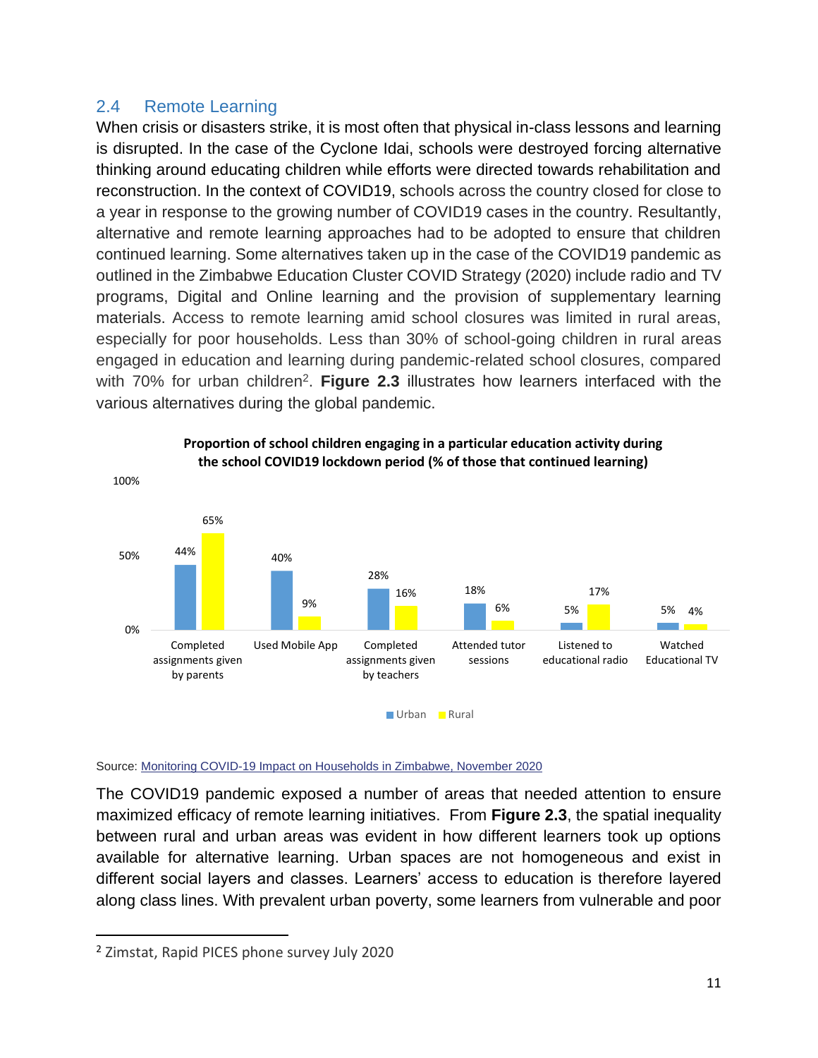## 2.4 Remote Learning

When crisis or disasters strike, it is most often that physical in-class lessons and learning is disrupted. In the case of the Cyclone Idai, schools were destroyed forcing alternative thinking around educating children while efforts were directed towards rehabilitation and reconstruction. In the context of COVID19, schools across the country closed for close to a year in response to the growing number of COVID19 cases in the country. Resultantly, alternative and remote learning approaches had to be adopted to ensure that children continued learning. Some alternatives taken up in the case of the COVID19 pandemic as outlined in the Zimbabwe Education Cluster COVID Strategy (2020) include radio and TV programs, Digital and Online learning and the provision of supplementary learning materials. Access to remote learning amid school closures was limited in rural areas, especially for poor households. Less than 30% of school-going children in rural areas engaged in education and learning during pandemic-related school closures, compared with 70% for urban children[2]. **Figure 2.3** illustrates how learners interfaced with the various alternatives during the global pandemic.

**Proportion of school children engaging in a particular education activity during the school COVID19 lockdown period (% of those that continued learning)**

| Activity | Urban | Rural |
|---|---|---|
| Completed assignments given by parents | 44% | 65% |
| Used Mobile App | 40% | 9% |
| Completed assignments given by teachers | 28% | 16% |
| Attended tutor sessions | 18% | 6% |
| Listened to educational radio | 5% | 17% |
| Watched Educational TV | 5% | 4% |

Source: Monitoring COVID-19 Impact on Households in Zimbabwe, November 2020

The COVID19 pandemic exposed a number of areas that needed attention to ensure maximized efficacy of remote learning initiatives. From **Figure 2.3**, the spatial inequality between rural and urban areas was evident in how different learners took up options available for alternative learning. Urban spaces are not homogeneous and exist in different social layers and classes. Learners' access to education is therefore layered along class lines. With prevalent urban poverty, some learners from vulnerable and poor

[2] Zimstat, Rapid PICES phone survey July 2020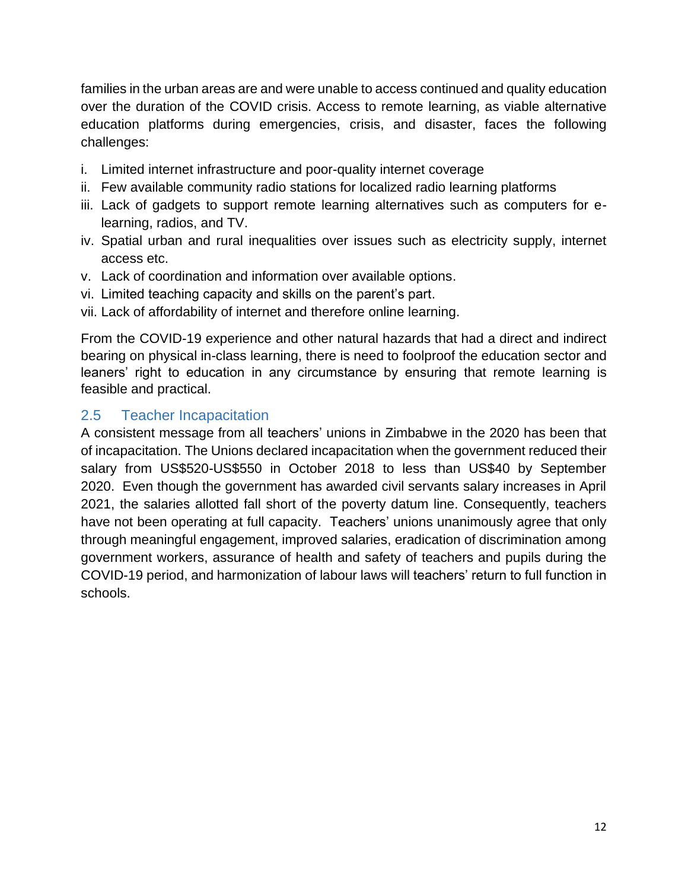families in the urban areas are and were unable to access continued and quality education over the duration of the COVID crisis. Access to remote learning, as viable alternative education platforms during emergencies, crisis, and disaster, faces the following challenges:

i. Limited internet infrastructure and poor-quality internet coverage
ii. Few available community radio stations for localized radio learning platforms
iii. Lack of gadgets to support remote learning alternatives such as computers for e-learning, radios, and TV.
iv. Spatial urban and rural inequalities over issues such as electricity supply, internet access etc.
v. Lack of coordination and information over available options.
vi. Limited teaching capacity and skills on the parent's part.
vii. Lack of affordability of internet and therefore online learning.

From the COVID-19 experience and other natural hazards that had a direct and indirect bearing on physical in-class learning, there is need to foolproof the education sector and leaners' right to education in any circumstance by ensuring that remote learning is feasible and practical.

## 2.5 Teacher Incapacitation

A consistent message from all teachers' unions in Zimbabwe in the 2020 has been that of incapacitation. The Unions declared incapacitation when the government reduced their salary from US$520-US$550 in October 2018 to less than US$40 by September 2020. Even though the government has awarded civil servants salary increases in April 2021, the salaries allotted fall short of the poverty datum line. Consequently, teachers have not been operating at full capacity. Teachers' unions unanimously agree that only through meaningful engagement, improved salaries, eradication of discrimination among government workers, assurance of health and safety of teachers and pupils during the COVID-19 period, and harmonization of labour laws will teachers' return to full function in schools.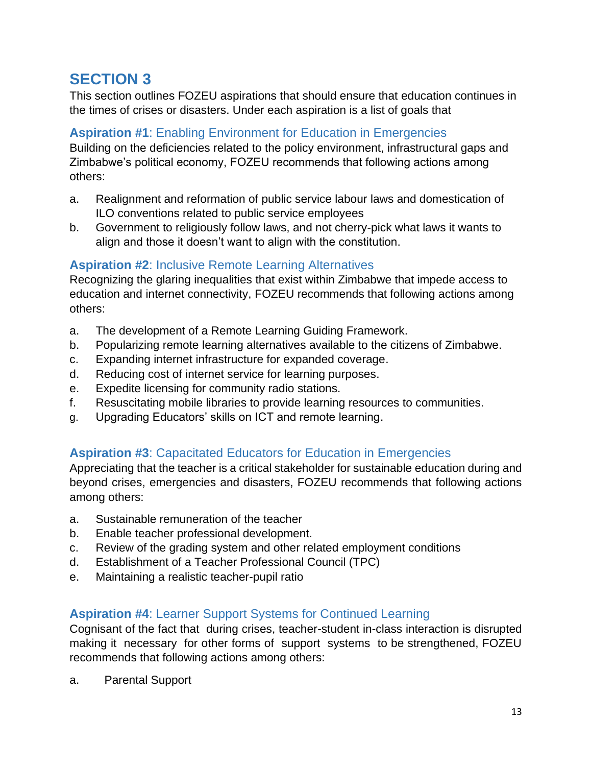# SECTION 3

This section outlines FOZEU aspirations that should ensure that education continues in the times of crises or disasters. Under each aspiration is a list of goals that

### **Aspiration #1**: Enabling Environment for Education in Emergencies

Building on the deficiencies related to the policy environment, infrastructural gaps and Zimbabwe's political economy, FOZEU recommends that following actions among others:

a. Realignment and reformation of public service labour laws and domestication of ILO conventions related to public service employees
b. Government to religiously follow laws, and not cherry-pick what laws it wants to align and those it doesn't want to align with the constitution.

### **Aspiration #2**: Inclusive Remote Learning Alternatives

Recognizing the glaring inequalities that exist within Zimbabwe that impede access to education and internet connectivity, FOZEU recommends that following actions among others:

a. The development of a Remote Learning Guiding Framework.
b. Popularizing remote learning alternatives available to the citizens of Zimbabwe.
c. Expanding internet infrastructure for expanded coverage.
d. Reducing cost of internet service for learning purposes.
e. Expedite licensing for community radio stations.
f. Resuscitating mobile libraries to provide learning resources to communities.
g. Upgrading Educators' skills on ICT and remote learning.

### **Aspiration #3**: Capacitated Educators for Education in Emergencies

Appreciating that the teacher is a critical stakeholder for sustainable education during and beyond crises, emergencies and disasters, FOZEU recommends that following actions among others:

a. Sustainable remuneration of the teacher
b. Enable teacher professional development.
c. Review of the grading system and other related employment conditions
d. Establishment of a Teacher Professional Council (TPC)
e. Maintaining a realistic teacher-pupil ratio

### **Aspiration #4**: Learner Support Systems for Continued Learning

Cognisant of the fact that during crises, teacher-student in-class interaction is disrupted making it necessary for other forms of support systems to be strengthened, FOZEU recommends that following actions among others:

a. Parental Support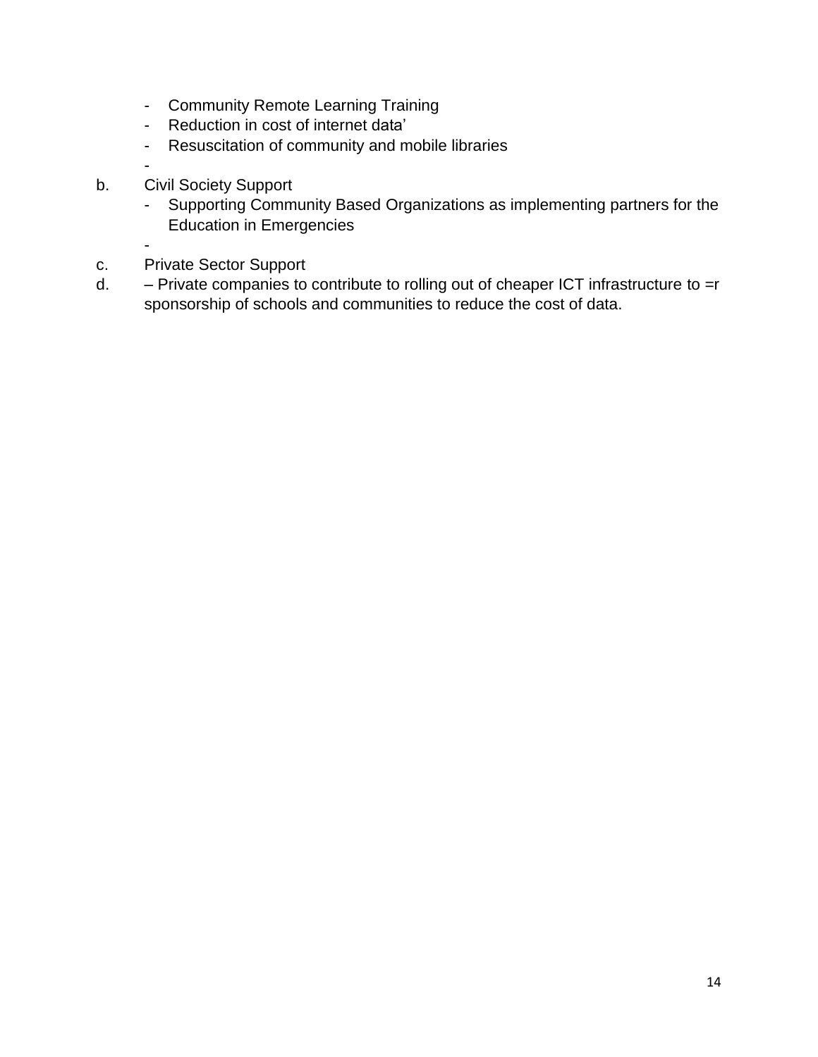- Community Remote Learning Training
- Reduction in cost of internet data'
- Resuscitation of community and mobile libraries
-

b. Civil Society Support
   - Supporting Community Based Organizations as implementing partners for the Education in Emergencies
   -

c. Private Sector Support

d. – Private companies to contribute to rolling out of cheaper ICT infrastructure to =r sponsorship of schools and communities to reduce the cost of data.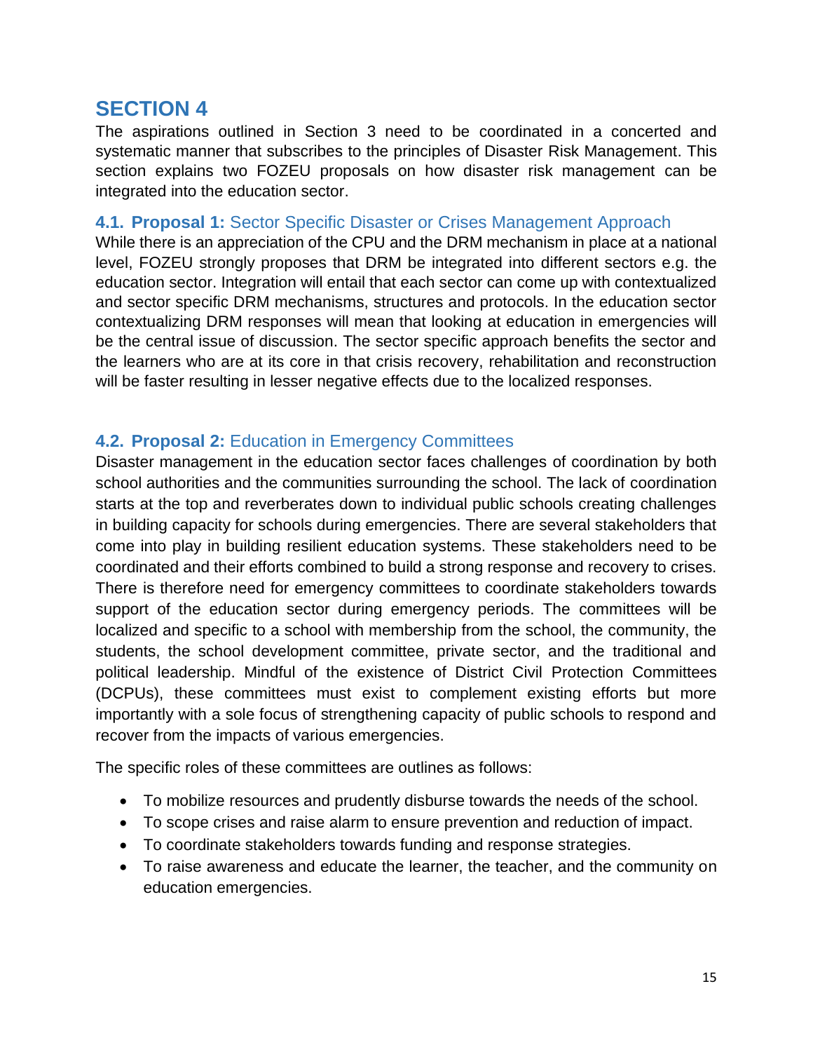# SECTION 4

The aspirations outlined in Section 3 need to be coordinated in a concerted and systematic manner that subscribes to the principles of Disaster Risk Management. This section explains two FOZEU proposals on how disaster risk management can be integrated into the education sector.

## 4.1. **Proposal 1:** Sector Specific Disaster or Crises Management Approach

While there is an appreciation of the CPU and the DRM mechanism in place at a national level, FOZEU strongly proposes that DRM be integrated into different sectors e.g. the education sector. Integration will entail that each sector can come up with contextualized and sector specific DRM mechanisms, structures and protocols. In the education sector contextualizing DRM responses will mean that looking at education in emergencies will be the central issue of discussion. The sector specific approach benefits the sector and the learners who are at its core in that crisis recovery, rehabilitation and reconstruction will be faster resulting in lesser negative effects due to the localized responses.

## 4.2. **Proposal 2:** Education in Emergency Committees

Disaster management in the education sector faces challenges of coordination by both school authorities and the communities surrounding the school. The lack of coordination starts at the top and reverberates down to individual public schools creating challenges in building capacity for schools during emergencies. There are several stakeholders that come into play in building resilient education systems. These stakeholders need to be coordinated and their efforts combined to build a strong response and recovery to crises. There is therefore need for emergency committees to coordinate stakeholders towards support of the education sector during emergency periods. The committees will be localized and specific to a school with membership from the school, the community, the students, the school development committee, private sector, and the traditional and political leadership. Mindful of the existence of District Civil Protection Committees (DCPUs), these committees must exist to complement existing efforts but more importantly with a sole focus of strengthening capacity of public schools to respond and recover from the impacts of various emergencies.

The specific roles of these committees are outlines as follows:

- To mobilize resources and prudently disburse towards the needs of the school.
- To scope crises and raise alarm to ensure prevention and reduction of impact.
- To coordinate stakeholders towards funding and response strategies.
- To raise awareness and educate the learner, the teacher, and the community on education emergencies.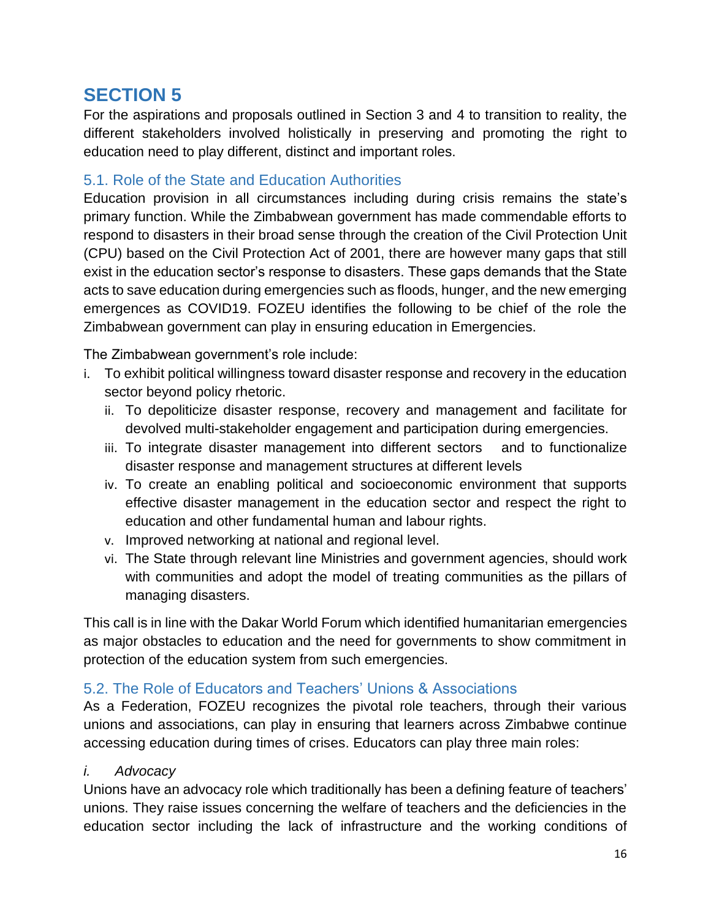## SECTION 5

For the aspirations and proposals outlined in Section 3 and 4 to transition to reality, the different stakeholders involved holistically in preserving and promoting the right to education need to play different, distinct and important roles.

### 5.1. Role of the State and Education Authorities

Education provision in all circumstances including during crisis remains the state's primary function. While the Zimbabwean government has made commendable efforts to respond to disasters in their broad sense through the creation of the Civil Protection Unit (CPU) based on the Civil Protection Act of 2001, there are however many gaps that still exist in the education sector's response to disasters. These gaps demands that the State acts to save education during emergencies such as floods, hunger, and the new emerging emergences as COVID19. FOZEU identifies the following to be chief of the role the Zimbabwean government can play in ensuring education in Emergencies.

The Zimbabwean government's role include:

i. To exhibit political willingness toward disaster response and recovery in the education sector beyond policy rhetoric.

ii. To depoliticize disaster response, recovery and management and facilitate for devolved multi-stakeholder engagement and participation during emergencies.

iii. To integrate disaster management into different sectors and to functionalize disaster response and management structures at different levels

iv. To create an enabling political and socioeconomic environment that supports effective disaster management in the education sector and respect the right to education and other fundamental human and labour rights.

v. Improved networking at national and regional level.

vi. The State through relevant line Ministries and government agencies, should work with communities and adopt the model of treating communities as the pillars of managing disasters.

This call is in line with the Dakar World Forum which identified humanitarian emergencies as major obstacles to education and the need for governments to show commitment in protection of the education system from such emergencies.

### 5.2. The Role of Educators and Teachers' Unions & Associations

As a Federation, FOZEU recognizes the pivotal role teachers, through their various unions and associations, can play in ensuring that learners across Zimbabwe continue accessing education during times of crises. Educators can play three main roles:

*i. Advocacy*

Unions have an advocacy role which traditionally has been a defining feature of teachers' unions. They raise issues concerning the welfare of teachers and the deficiencies in the education sector including the lack of infrastructure and the working conditions of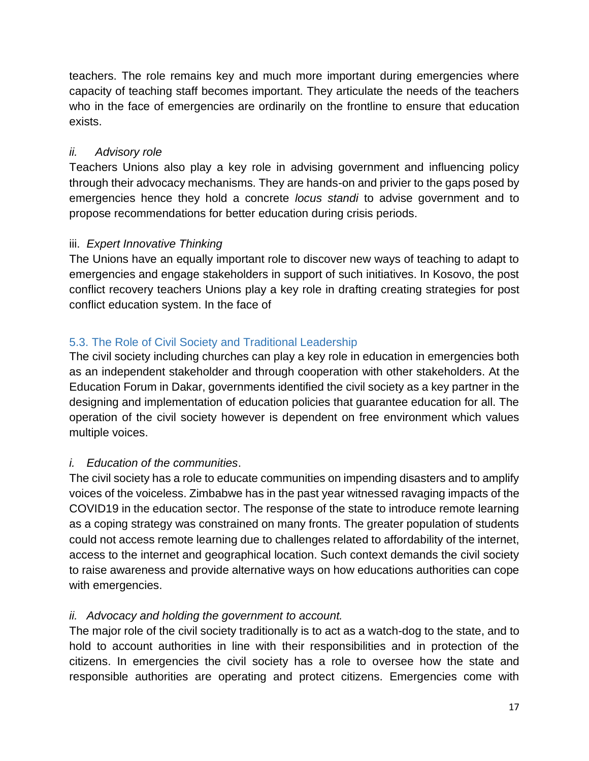teachers. The role remains key and much more important during emergencies where capacity of teaching staff becomes important. They articulate the needs of the teachers who in the face of emergencies are ordinarily on the frontline to ensure that education exists.

*ii. Advisory role*

Teachers Unions also play a key role in advising government and influencing policy through their advocacy mechanisms. They are hands-on and privier to the gaps posed by emergencies hence they hold a concrete *locus standi* to advise government and to propose recommendations for better education during crisis periods.

iii. *Expert Innovative Thinking*

The Unions have an equally important role to discover new ways of teaching to adapt to emergencies and engage stakeholders in support of such initiatives. In Kosovo, the post conflict recovery teachers Unions play a key role in drafting creating strategies for post conflict education system. In the face of

### 5.3. The Role of Civil Society and Traditional Leadership

The civil society including churches can play a key role in education in emergencies both as an independent stakeholder and through cooperation with other stakeholders. At the Education Forum in Dakar, governments identified the civil society as a key partner in the designing and implementation of education policies that guarantee education for all. The operation of the civil society however is dependent on free environment which values multiple voices.

*i. Education of the communities*.

The civil society has a role to educate communities on impending disasters and to amplify voices of the voiceless. Zimbabwe has in the past year witnessed ravaging impacts of the COVID19 in the education sector. The response of the state to introduce remote learning as a coping strategy was constrained on many fronts. The greater population of students could not access remote learning due to challenges related to affordability of the internet, access to the internet and geographical location. Such context demands the civil society to raise awareness and provide alternative ways on how educations authorities can cope with emergencies.

*ii. Advocacy and holding the government to account.*

The major role of the civil society traditionally is to act as a watch-dog to the state, and to hold to account authorities in line with their responsibilities and in protection of the citizens. In emergencies the civil society has a role to oversee how the state and responsible authorities are operating and protect citizens. Emergencies come with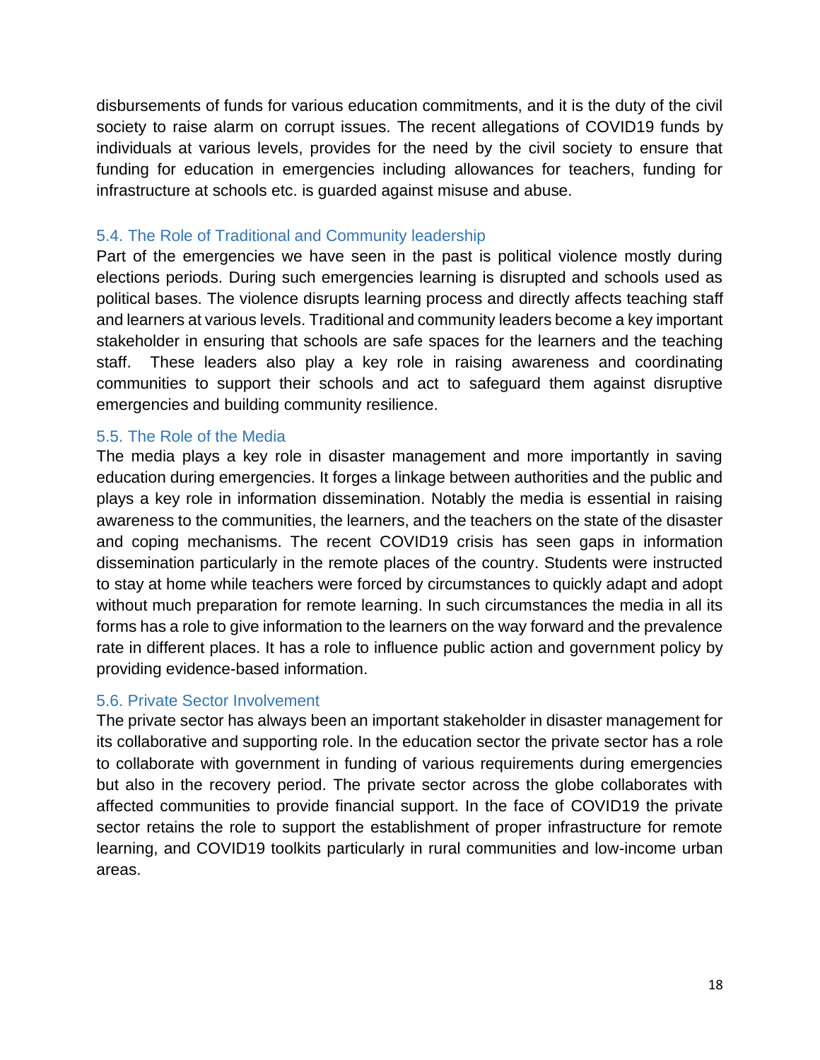disbursements of funds for various education commitments, and it is the duty of the civil society to raise alarm on corrupt issues. The recent allegations of COVID19 funds by individuals at various levels, provides for the need by the civil society to ensure that funding for education in emergencies including allowances for teachers, funding for infrastructure at schools etc. is guarded against misuse and abuse.

### 5.4. The Role of Traditional and Community leadership

Part of the emergencies we have seen in the past is political violence mostly during elections periods. During such emergencies learning is disrupted and schools used as political bases. The violence disrupts learning process and directly affects teaching staff and learners at various levels. Traditional and community leaders become a key important stakeholder in ensuring that schools are safe spaces for the learners and the teaching staff. These leaders also play a key role in raising awareness and coordinating communities to support their schools and act to safeguard them against disruptive emergencies and building community resilience.

### 5.5. The Role of the Media

The media plays a key role in disaster management and more importantly in saving education during emergencies. It forges a linkage between authorities and the public and plays a key role in information dissemination. Notably the media is essential in raising awareness to the communities, the learners, and the teachers on the state of the disaster and coping mechanisms. The recent COVID19 crisis has seen gaps in information dissemination particularly in the remote places of the country. Students were instructed to stay at home while teachers were forced by circumstances to quickly adapt and adopt without much preparation for remote learning. In such circumstances the media in all its forms has a role to give information to the learners on the way forward and the prevalence rate in different places. It has a role to influence public action and government policy by providing evidence-based information.

### 5.6. Private Sector Involvement

The private sector has always been an important stakeholder in disaster management for its collaborative and supporting role. In the education sector the private sector has a role to collaborate with government in funding of various requirements during emergencies but also in the recovery period. The private sector across the globe collaborates with affected communities to provide financial support. In the face of COVID19 the private sector retains the role to support the establishment of proper infrastructure for remote learning, and COVID19 toolkits particularly in rural communities and low-income urban areas.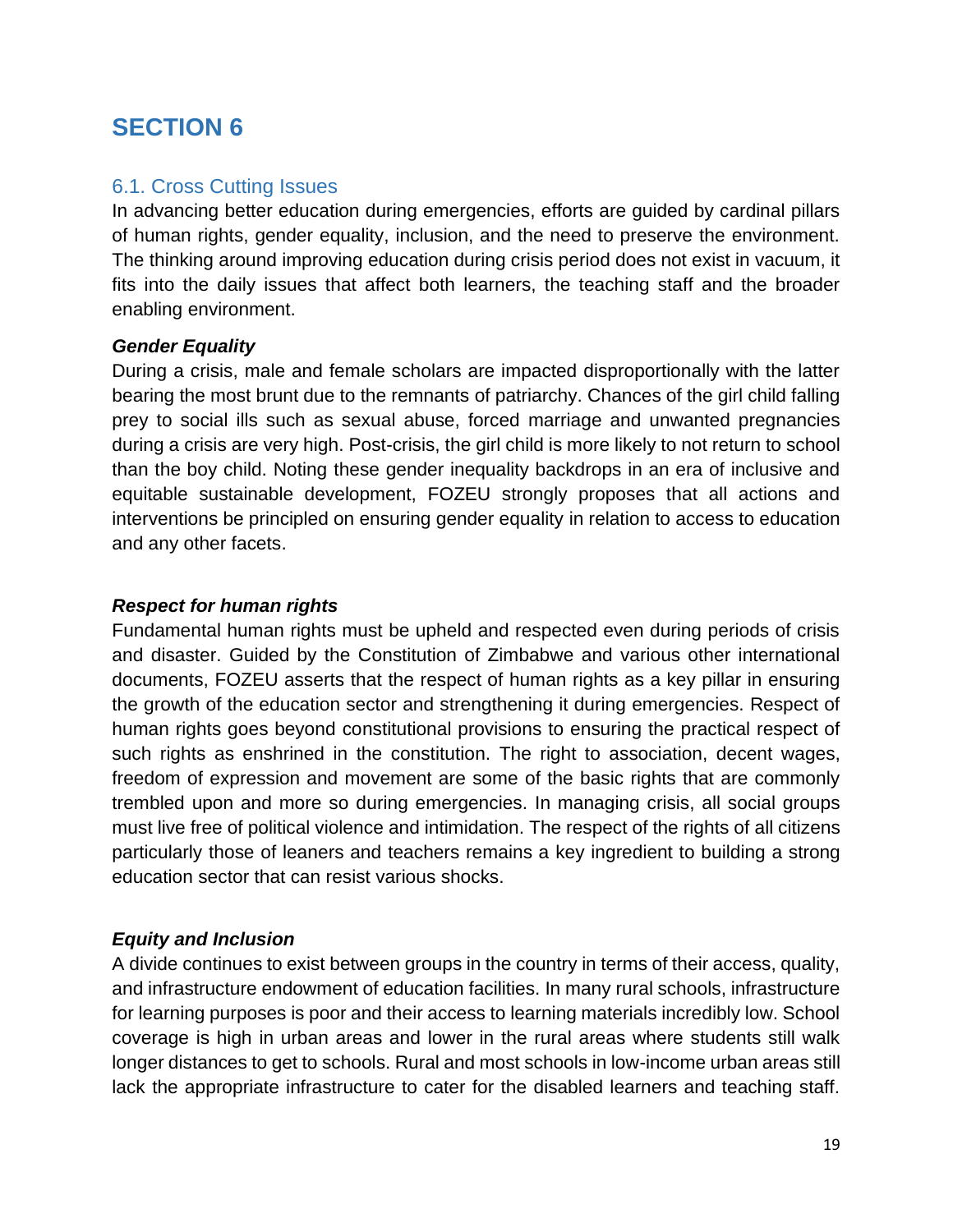# SECTION 6

## 6.1. Cross Cutting Issues

In advancing better education during emergencies, efforts are guided by cardinal pillars of human rights, gender equality, inclusion, and the need to preserve the environment. The thinking around improving education during crisis period does not exist in vacuum, it fits into the daily issues that affect both learners, the teaching staff and the broader enabling environment.

***Gender Equality***

During a crisis, male and female scholars are impacted disproportionally with the latter bearing the most brunt due to the remnants of patriarchy. Chances of the girl child falling prey to social ills such as sexual abuse, forced marriage and unwanted pregnancies during a crisis are very high. Post-crisis, the girl child is more likely to not return to school than the boy child. Noting these gender inequality backdrops in an era of inclusive and equitable sustainable development, FOZEU strongly proposes that all actions and interventions be principled on ensuring gender equality in relation to access to education and any other facets.

***Respect for human rights***

Fundamental human rights must be upheld and respected even during periods of crisis and disaster. Guided by the Constitution of Zimbabwe and various other international documents, FOZEU asserts that the respect of human rights as a key pillar in ensuring the growth of the education sector and strengthening it during emergencies. Respect of human rights goes beyond constitutional provisions to ensuring the practical respect of such rights as enshrined in the constitution. The right to association, decent wages, freedom of expression and movement are some of the basic rights that are commonly trembled upon and more so during emergencies. In managing crisis, all social groups must live free of political violence and intimidation. The respect of the rights of all citizens particularly those of leaners and teachers remains a key ingredient to building a strong education sector that can resist various shocks.

***Equity and Inclusion***

A divide continues to exist between groups in the country in terms of their access, quality, and infrastructure endowment of education facilities. In many rural schools, infrastructure for learning purposes is poor and their access to learning materials incredibly low. School coverage is high in urban areas and lower in the rural areas where students still walk longer distances to get to schools. Rural and most schools in low-income urban areas still lack the appropriate infrastructure to cater for the disabled learners and teaching staff.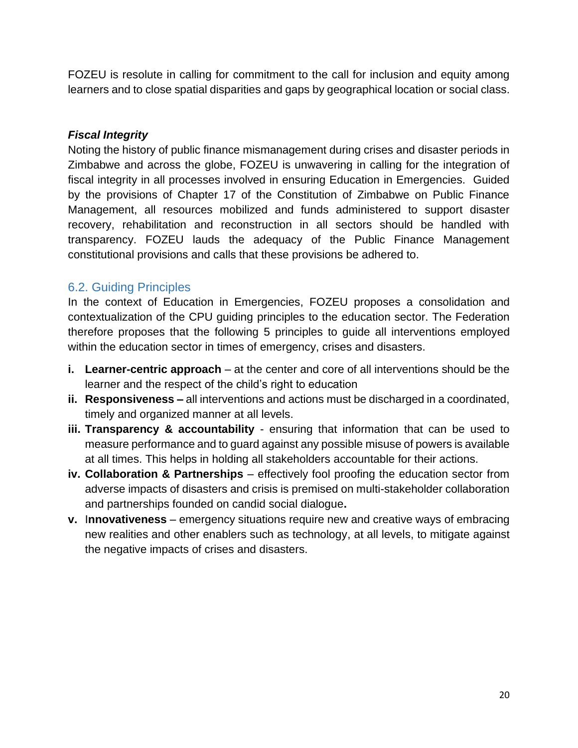FOZEU is resolute in calling for commitment to the call for inclusion and equity among learners and to close spatial disparities and gaps by geographical location or social class.

***Fiscal Integrity***

Noting the history of public finance mismanagement during crises and disaster periods in Zimbabwe and across the globe, FOZEU is unwavering in calling for the integration of fiscal integrity in all processes involved in ensuring Education in Emergencies. Guided by the provisions of Chapter 17 of the Constitution of Zimbabwe on Public Finance Management, all resources mobilized and funds administered to support disaster recovery, rehabilitation and reconstruction in all sectors should be handled with transparency. FOZEU lauds the adequacy of the Public Finance Management constitutional provisions and calls that these provisions be adhered to.

## 6.2. Guiding Principles

In the context of Education in Emergencies, FOZEU proposes a consolidation and contextualization of the CPU guiding principles to the education sector. The Federation therefore proposes that the following 5 principles to guide all interventions employed within the education sector in times of emergency, crises and disasters.

- **i. Learner-centric approach** – at the center and core of all interventions should be the learner and the respect of the child's right to education
- **ii. Responsiveness –** all interventions and actions must be discharged in a coordinated, timely and organized manner at all levels.
- **iii. Transparency & accountability** - ensuring that information that can be used to measure performance and to guard against any possible misuse of powers is available at all times. This helps in holding all stakeholders accountable for their actions.
- **iv. Collaboration & Partnerships** – effectively fool proofing the education sector from adverse impacts of disasters and crisis is premised on multi-stakeholder collaboration and partnerships founded on candid social dialogue**.**
- **v.** I**nnovativeness** – emergency situations require new and creative ways of embracing new realities and other enablers such as technology, at all levels, to mitigate against the negative impacts of crises and disasters.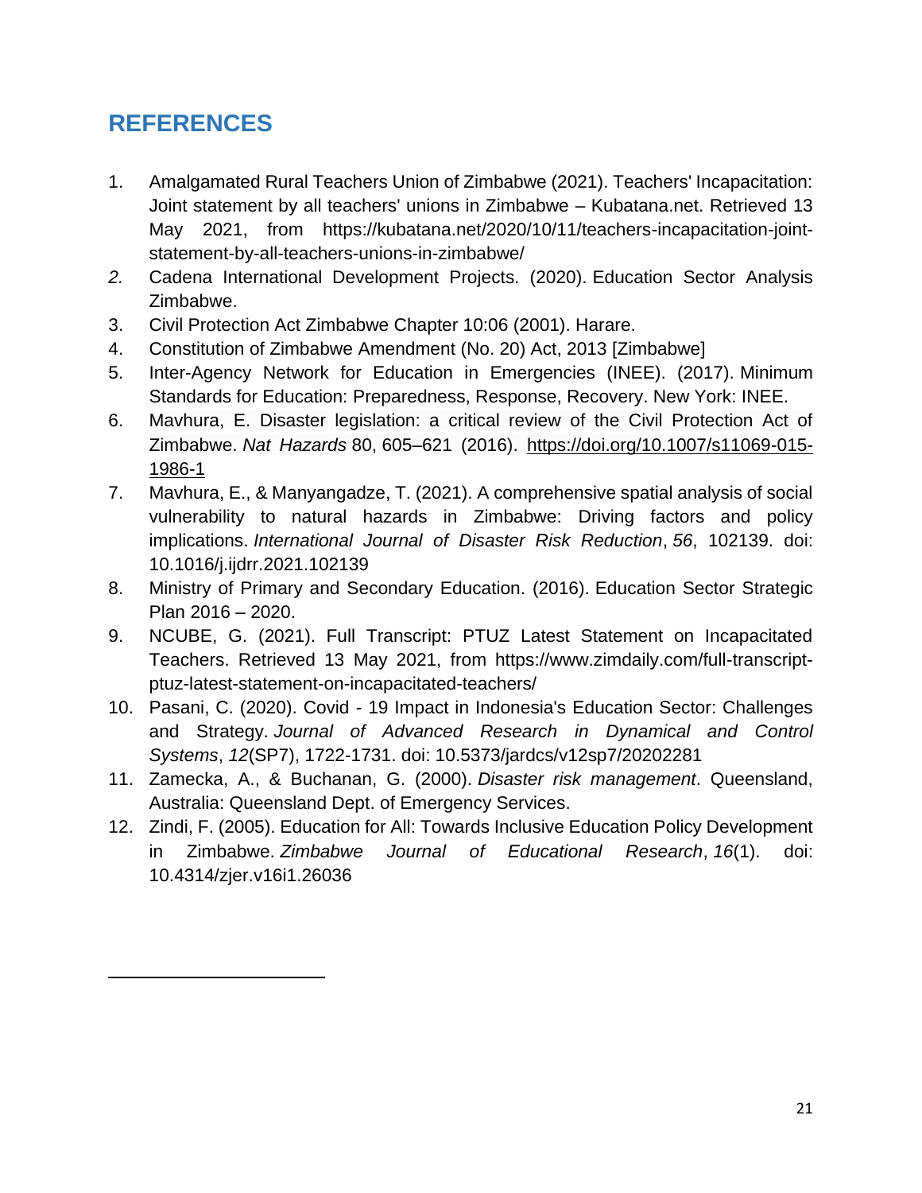## REFERENCES

1. Amalgamated Rural Teachers Union of Zimbabwe (2021). Teachers' Incapacitation: Joint statement by all teachers' unions in Zimbabwe – Kubatana.net. Retrieved 13 May 2021, from https://kubatana.net/2020/10/11/teachers-incapacitation-joint-statement-by-all-teachers-unions-in-zimbabwe/
2. Cadena International Development Projects. (2020). Education Sector Analysis Zimbabwe.
3. Civil Protection Act Zimbabwe Chapter 10:06 (2001). Harare.
4. Constitution of Zimbabwe Amendment (No. 20) Act, 2013 [Zimbabwe]
5. Inter-Agency Network for Education in Emergencies (INEE). (2017). Minimum Standards for Education: Preparedness, Response, Recovery. New York: INEE.
6. Mavhura, E. Disaster legislation: a critical review of the Civil Protection Act of Zimbabwe. *Nat Hazards* 80, 605–621 (2016). https://doi.org/10.1007/s11069-015-1986-1
7. Mavhura, E., & Manyangadze, T. (2021). A comprehensive spatial analysis of social vulnerability to natural hazards in Zimbabwe: Driving factors and policy implications. *International Journal of Disaster Risk Reduction*, *56*, 102139. doi: 10.1016/j.ijdrr.2021.102139
8. Ministry of Primary and Secondary Education. (2016). Education Sector Strategic Plan 2016 – 2020.
9. NCUBE, G. (2021). Full Transcript: PTUZ Latest Statement on Incapacitated Teachers. Retrieved 13 May 2021, from https://www.zimdaily.com/full-transcript-ptuz-latest-statement-on-incapacitated-teachers/
10. Pasani, C. (2020). Covid - 19 Impact in Indonesia's Education Sector: Challenges and Strategy. *Journal of Advanced Research in Dynamical and Control Systems*, *12*(SP7), 1722-1731. doi: 10.5373/jardcs/v12sp7/20202281
11. Zamecka, A., & Buchanan, G. (2000). *Disaster risk management*. Queensland, Australia: Queensland Dept. of Emergency Services.
12. Zindi, F. (2005). Education for All: Towards Inclusive Education Policy Development in Zimbabwe. *Zimbabwe Journal of Educational Research*, *16*(1). doi: 10.4314/zjer.v16i1.26036